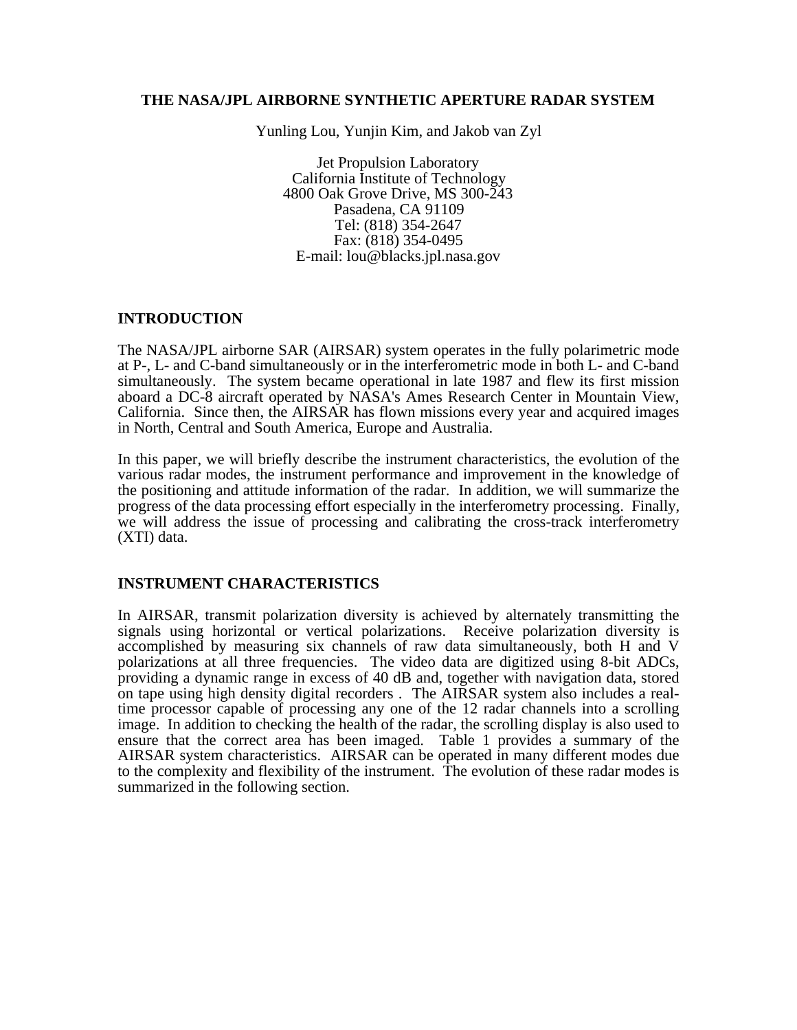# THE NASA/JPL AIRBORNE SYNTHETIC APERTURE RADAR SYSTEM

Yunling Lou, Yunjin Kim, and Jakob van Zyl

Jet Propulsion Laboratory
California Institute of Technology
4800 Oak Grove Drive, MS 300-243
Pasadena, CA 91109
Tel: (818) 354-2647
Fax: (818) 354-0495
E-mail: lou@blacks.jpl.nasa.gov

## INTRODUCTION

The NASA/JPL airborne SAR (AIRSAR) system operates in the fully polarimetric mode at P-, L- and C-band simultaneously or in the interferometric mode in both L- and C-band simultaneously. The system became operational in late 1987 and flew its first mission aboard a DC-8 aircraft operated by NASA's Ames Research Center in Mountain View, California. Since then, the AIRSAR has flown missions every year and acquired images in North, Central and South America, Europe and Australia.

In this paper, we will briefly describe the instrument characteristics, the evolution of the various radar modes, the instrument performance and improvement in the knowledge of the positioning and attitude information of the radar. In addition, we will summarize the progress of the data processing effort especially in the interferometry processing. Finally, we will address the issue of processing and calibrating the cross-track interferometry (XTI) data.

## INSTRUMENT CHARACTERISTICS

In AIRSAR, transmit polarization diversity is achieved by alternately transmitting the signals using horizontal or vertical polarizations. Receive polarization diversity is accomplished by measuring six channels of raw data simultaneously, both H and V polarizations at all three frequencies. The video data are digitized using 8-bit ADCs, providing a dynamic range in excess of 40 dB and, together with navigation data, stored on tape using high density digital recorders . The AIRSAR system also includes a real-time processor capable of processing any one of the 12 radar channels into a scrolling image. In addition to checking the health of the radar, the scrolling display is also used to ensure that the correct area has been imaged. Table 1 provides a summary of the AIRSAR system characteristics. AIRSAR can be operated in many different modes due to the complexity and flexibility of the instrument. The evolution of these radar modes is summarized in the following section.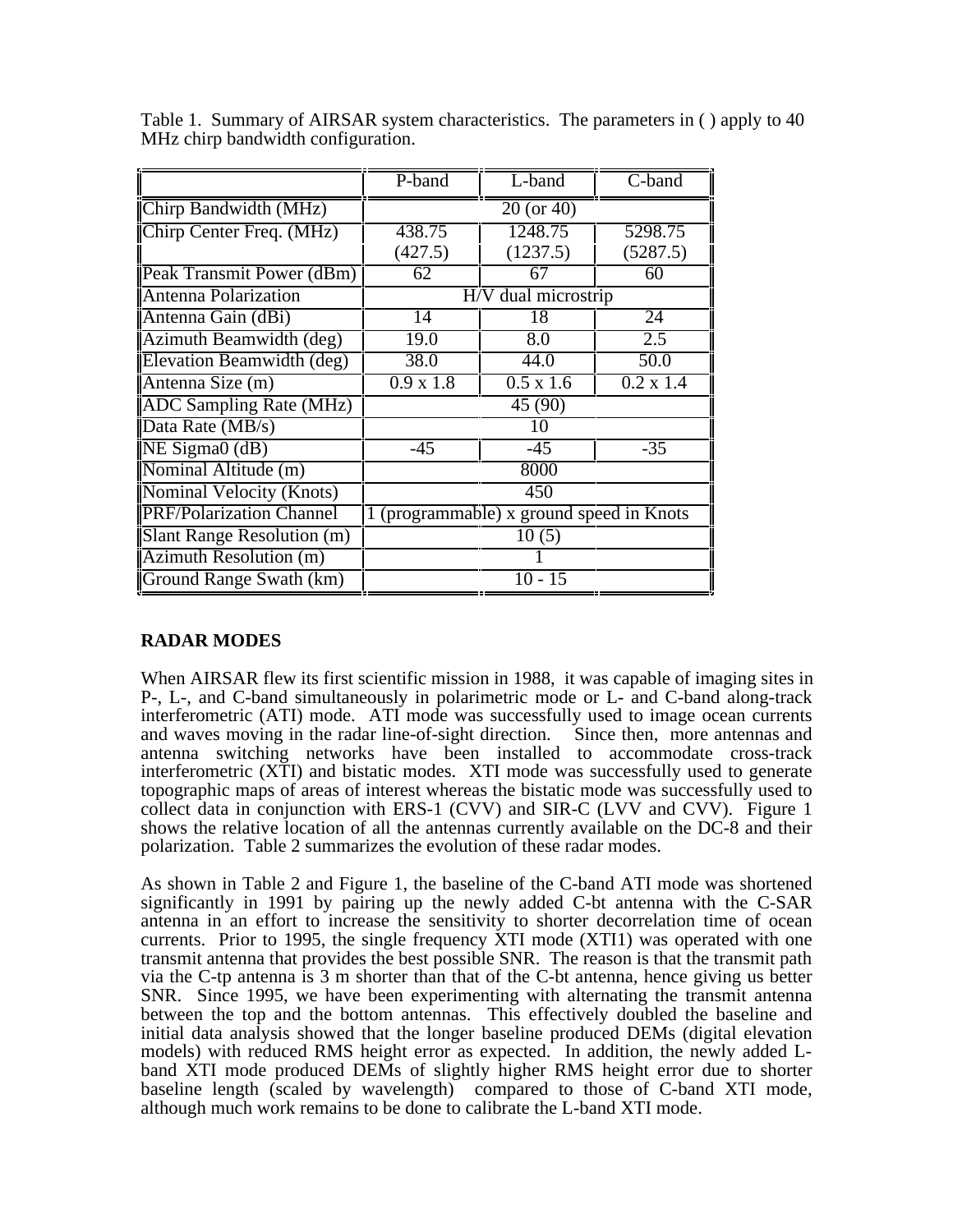Table 1. Summary of AIRSAR system characteristics. The parameters in ( ) apply to 40 MHz chirp bandwidth configuration.

| | P-band | L-band | C-band |
|---|---|---|---|
| Chirp Bandwidth (MHz) | 20 (or 40) | | |
| Chirp Center Freq. (MHz) | 438.75 (427.5) | 1248.75 (1237.5) | 5298.75 (5287.5) |
| Peak Transmit Power (dBm) | 62 | 67 | 60 |
| Antenna Polarization | H/V dual microstrip | | |
| Antenna Gain (dBi) | 14 | 18 | 24 |
| Azimuth Beamwidth (deg) | 19.0 | 8.0 | 2.5 |
| Elevation Beamwidth (deg) | 38.0 | 44.0 | 50.0 |
| Antenna Size (m) | 0.9 x 1.8 | 0.5 x 1.6 | 0.2 x 1.4 |
| ADC Sampling Rate (MHz) | 45 (90) | | |
| Data Rate (MB/s) | 10 | | |
| NE Sigma0 (dB) | -45 | -45 | -35 |
| Nominal Altitude (m) | 8000 | | |
| Nominal Velocity (Knots) | 450 | | |
| PRF/Polarization Channel | 1 (programmable) x ground speed in Knots | | |
| Slant Range Resolution (m) | 10 (5) | | |
| Azimuth Resolution (m) | 1 | | |
| Ground Range Swath (km) | 10 - 15 | | |

## RADAR MODES

When AIRSAR flew its first scientific mission in 1988, it was capable of imaging sites in P-, L-, and C-band simultaneously in polarimetric mode or L- and C-band along-track interferometric (ATI) mode. ATI mode was successfully used to image ocean currents and waves moving in the radar line-of-sight direction. Since then, more antennas and antenna switching networks have been installed to accommodate cross-track interferometric (XTI) and bistatic modes. XTI mode was successfully used to generate topographic maps of areas of interest whereas the bistatic mode was successfully used to collect data in conjunction with ERS-1 (CVV) and SIR-C (LVV and CVV). Figure 1 shows the relative location of all the antennas currently available on the DC-8 and their polarization. Table 2 summarizes the evolution of these radar modes.

As shown in Table 2 and Figure 1, the baseline of the C-band ATI mode was shortened significantly in 1991 by pairing up the newly added C-bt antenna with the C-SAR antenna in an effort to increase the sensitivity to shorter decorrelation time of ocean currents. Prior to 1995, the single frequency XTI mode (XTI1) was operated with one transmit antenna that provides the best possible SNR. The reason is that the transmit path via the C-tp antenna is 3 m shorter than that of the C-bt antenna, hence giving us better SNR. Since 1995, we have been experimenting with alternating the transmit antenna between the top and the bottom antennas. This effectively doubled the baseline and initial data analysis showed that the longer baseline produced DEMs (digital elevation models) with reduced RMS height error as expected. In addition, the newly added L-band XTI mode produced DEMs of slightly higher RMS height error due to shorter baseline length (scaled by wavelength) compared to those of C-band XTI mode, although much work remains to be done to calibrate the L-band XTI mode.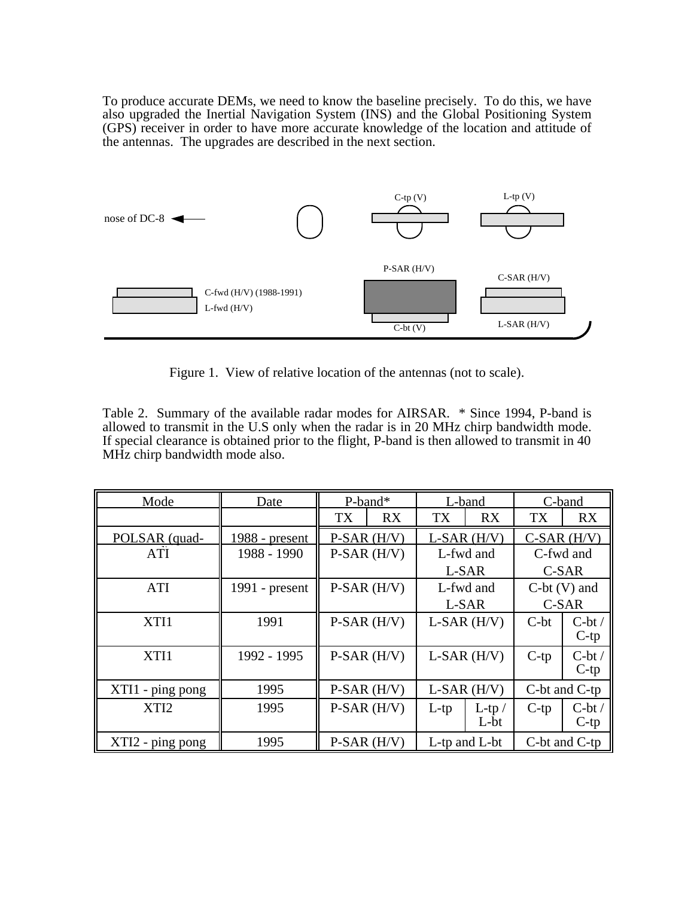To produce accurate DEMs, we need to know the baseline precisely. To do this, we have also upgraded the Inertial Navigation System (INS) and the Global Positioning System (GPS) receiver in order to have more accurate knowledge of the location and attitude of the antennas. The upgrades are described in the next section.

Figure 1. View of relative location of the antennas (not to scale).

Table 2. Summary of the available radar modes for AIRSAR. * Since 1994, P-band is allowed to transmit in the U.S only when the radar is in 20 MHz chirp bandwidth mode. If special clearance is obtained prior to the flight, P-band is then allowed to transmit in 40 MHz chirp bandwidth mode also.

| Mode | Date | P-band* | | L-band | | C-band | |
|---|---|---|---|---|---|---|---|
| | | TX | RX | TX | RX | TX | RX |
| POLSAR (quad- | 1988 - present | P-SAR (H/V) | | L-SAR (H/V) | | C-SAR (H/V) | |
| ATI | 1988 - 1990 | P-SAR (H/V) | | L-fwd and L-SAR | | C-fwd and C-SAR | |
| ATI | 1991 - present | P-SAR (H/V) | | L-fwd and L-SAR | | C-bt (V) and C-SAR | |
| XTI1 | 1991 | P-SAR (H/V) | | L-SAR (H/V) | | C-bt | C-bt / C-tp |
| XTI1 | 1992 - 1995 | P-SAR (H/V) | | L-SAR (H/V) | | C-tp | C-bt / C-tp |
| XTI1 - ping pong | 1995 | P-SAR (H/V) | | L-SAR (H/V) | | C-bt and C-tp | |
| XTI2 | 1995 | P-SAR (H/V) | | L-tp | L-tp / L-bt | C-tp | C-bt / C-tp |
| XTI2 - ping pong | 1995 | P-SAR (H/V) | | L-tp and L-bt | | C-bt and C-tp | |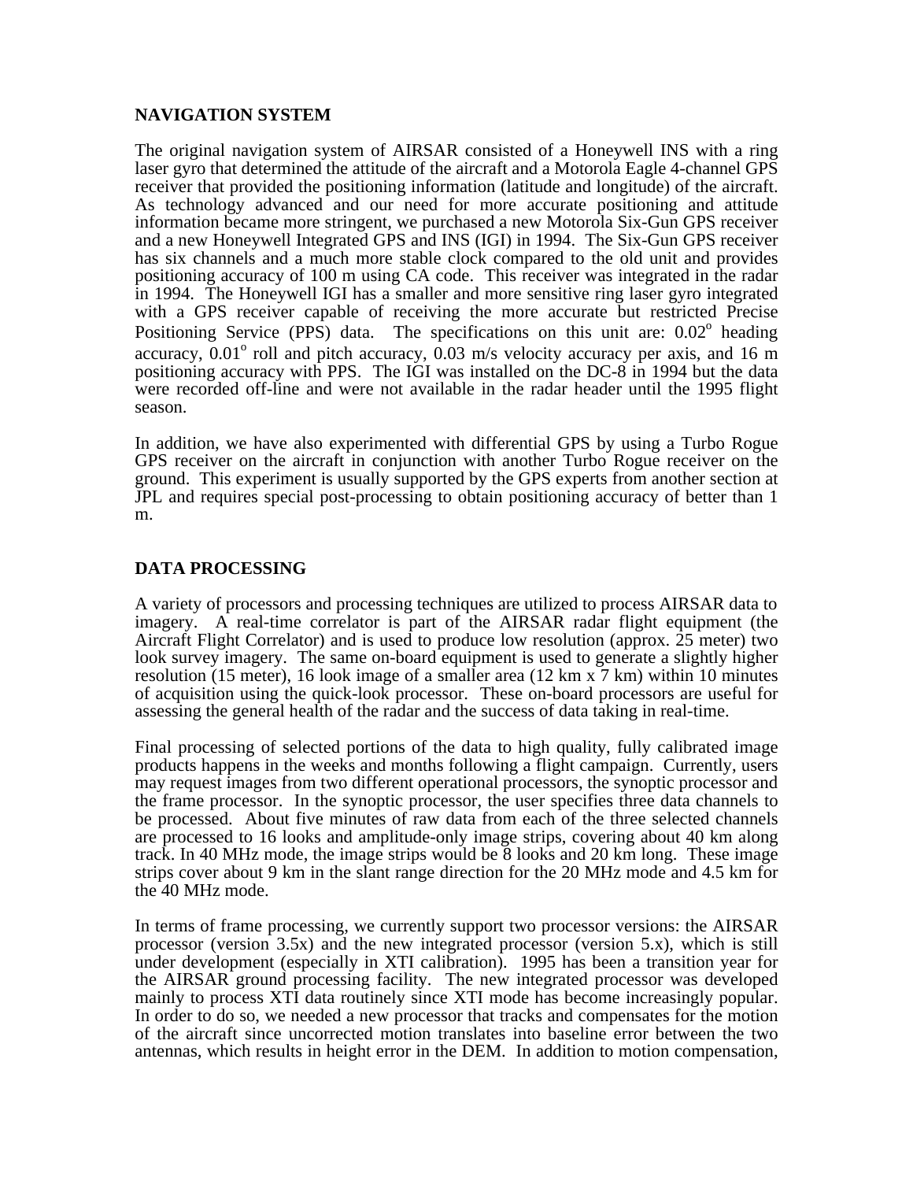## NAVIGATION SYSTEM

The original navigation system of AIRSAR consisted of a Honeywell INS with a ring laser gyro that determined the attitude of the aircraft and a Motorola Eagle 4-channel GPS receiver that provided the positioning information (latitude and longitude) of the aircraft. As technology advanced and our need for more accurate positioning and attitude information became more stringent, we purchased a new Motorola Six-Gun GPS receiver and a new Honeywell Integrated GPS and INS (IGI) in 1994. The Six-Gun GPS receiver has six channels and a much more stable clock compared to the old unit and provides positioning accuracy of 100 m using CA code. This receiver was integrated in the radar in 1994. The Honeywell IGI has a smaller and more sensitive ring laser gyro integrated with a GPS receiver capable of receiving the more accurate but restricted Precise Positioning Service (PPS) data. The specifications on this unit are: $0.02^o$ heading accuracy, $0.01^o$ roll and pitch accuracy, 0.03 m/s velocity accuracy per axis, and 16 m positioning accuracy with PPS. The IGI was installed on the DC-8 in 1994 but the data were recorded off-line and were not available in the radar header until the 1995 flight season.

In addition, we have also experimented with differential GPS by using a Turbo Rogue GPS receiver on the aircraft in conjunction with another Turbo Rogue receiver on the ground. This experiment is usually supported by the GPS experts from another section at JPL and requires special post-processing to obtain positioning accuracy of better than 1 m.

## DATA PROCESSING

A variety of processors and processing techniques are utilized to process AIRSAR data to imagery. A real-time correlator is part of the AIRSAR radar flight equipment (the Aircraft Flight Correlator) and is used to produce low resolution (approx. 25 meter) two look survey imagery. The same on-board equipment is used to generate a slightly higher resolution (15 meter), 16 look image of a smaller area (12 km x 7 km) within 10 minutes of acquisition using the quick-look processor. These on-board processors are useful for assessing the general health of the radar and the success of data taking in real-time.

Final processing of selected portions of the data to high quality, fully calibrated image products happens in the weeks and months following a flight campaign. Currently, users may request images from two different operational processors, the synoptic processor and the frame processor. In the synoptic processor, the user specifies three data channels to be processed. About five minutes of raw data from each of the three selected channels are processed to 16 looks and amplitude-only image strips, covering about 40 km along track. In 40 MHz mode, the image strips would be 8 looks and 20 km long. These image strips cover about 9 km in the slant range direction for the 20 MHz mode and 4.5 km for the 40 MHz mode.

In terms of frame processing, we currently support two processor versions: the AIRSAR processor (version 3.5x) and the new integrated processor (version 5.x), which is still under development (especially in XTI calibration). 1995 has been a transition year for the AIRSAR ground processing facility. The new integrated processor was developed mainly to process XTI data routinely since XTI mode has become increasingly popular. In order to do so, we needed a new processor that tracks and compensates for the motion of the aircraft since uncorrected motion translates into baseline error between the two antennas, which results in height error in the DEM. In addition to motion compensation,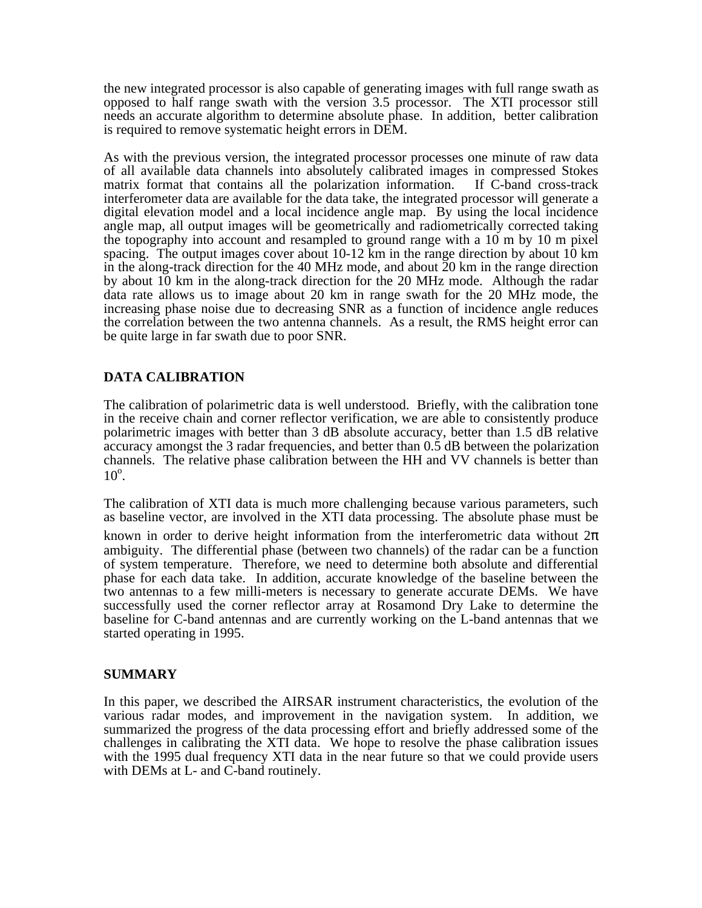the new integrated processor is also capable of generating images with full range swath as opposed to half range swath with the version 3.5 processor. The XTI processor still needs an accurate algorithm to determine absolute phase. In addition, better calibration is required to remove systematic height errors in DEM.

As with the previous version, the integrated processor processes one minute of raw data of all available data channels into absolutely calibrated images in compressed Stokes matrix format that contains all the polarization information. If C-band cross-track interferometer data are available for the data take, the integrated processor will generate a digital elevation model and a local incidence angle map. By using the local incidence angle map, all output images will be geometrically and radiometrically corrected taking the topography into account and resampled to ground range with a 10 m by 10 m pixel spacing. The output images cover about 10-12 km in the range direction by about 10 km in the along-track direction for the 40 MHz mode, and about 20 km in the range direction by about 10 km in the along-track direction for the 20 MHz mode. Although the radar data rate allows us to image about 20 km in range swath for the 20 MHz mode, the increasing phase noise due to decreasing SNR as a function of incidence angle reduces the correlation between the two antenna channels. As a result, the RMS height error can be quite large in far swath due to poor SNR.

## DATA CALIBRATION

The calibration of polarimetric data is well understood. Briefly, with the calibration tone in the receive chain and corner reflector verification, we are able to consistently produce polarimetric images with better than 3 dB absolute accuracy, better than 1.5 dB relative accuracy amongst the 3 radar frequencies, and better than 0.5 dB between the polarization channels. The relative phase calibration between the HH and VV channels is better than $10^{o}$.

The calibration of XTI data is much more challenging because various parameters, such as baseline vector, are involved in the XTI data processing. The absolute phase must be known in order to derive height information from the interferometric data without $2\pi$ ambiguity. The differential phase (between two channels) of the radar can be a function of system temperature. Therefore, we need to determine both absolute and differential phase for each data take. In addition, accurate knowledge of the baseline between the two antennas to a few milli-meters is necessary to generate accurate DEMs. We have successfully used the corner reflector array at Rosamond Dry Lake to determine the baseline for C-band antennas and are currently working on the L-band antennas that we started operating in 1995.

## SUMMARY

In this paper, we described the AIRSAR instrument characteristics, the evolution of the various radar modes, and improvement in the navigation system. In addition, we summarized the progress of the data processing effort and briefly addressed some of the challenges in calibrating the XTI data. We hope to resolve the phase calibration issues with the 1995 dual frequency XTI data in the near future so that we could provide users with DEMs at L- and C-band routinely.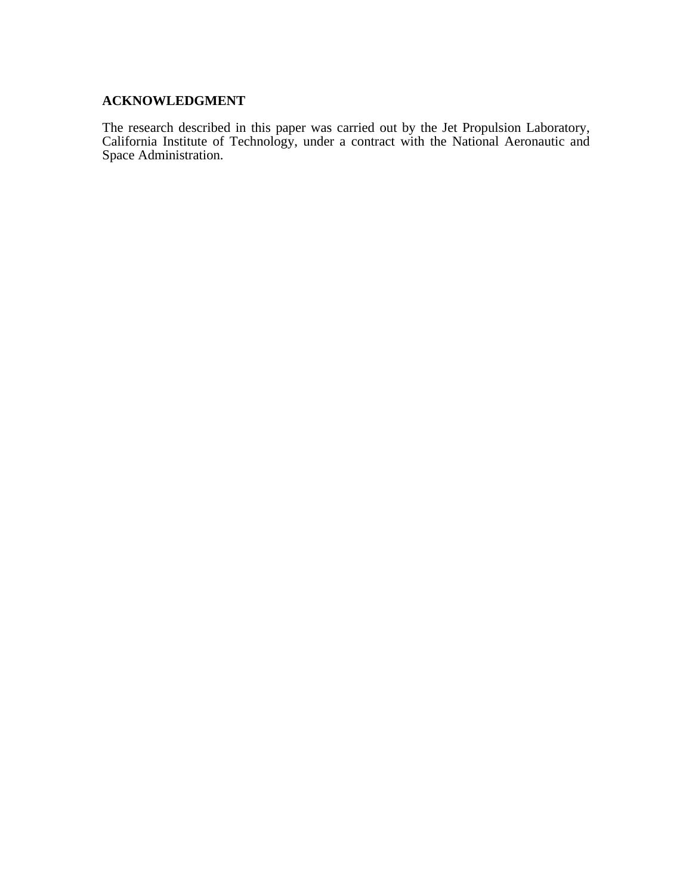## ACKNOWLEDGMENT

The research described in this paper was carried out by the Jet Propulsion Laboratory, California Institute of Technology, under a contract with the National Aeronautic and Space Administration.